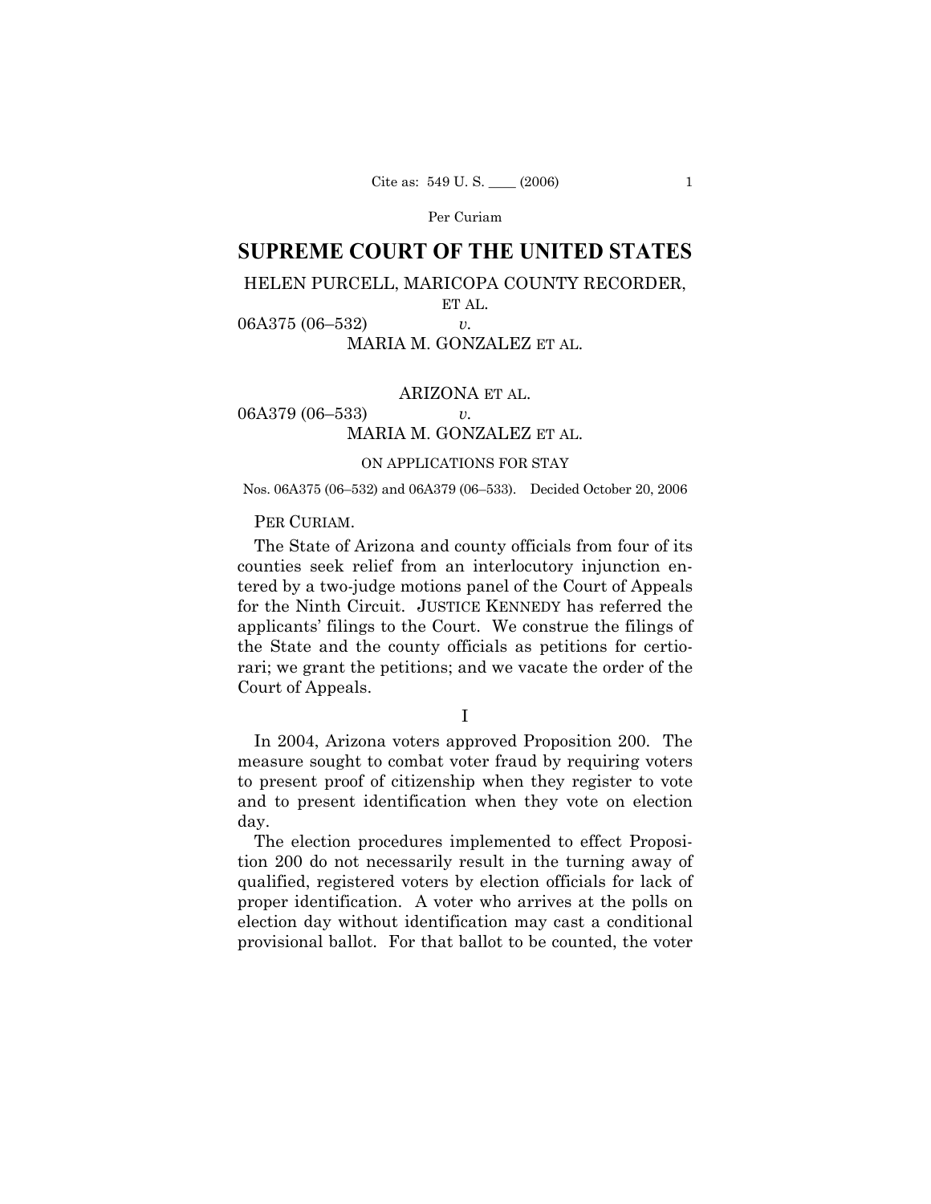# SUPREME COURT OF THE UNITED STATES

HELEN PURCELL, MARICOPA COUNTY RECORDER, ET AL.

06A375 (06–532) *v.*

MARIA M. GONZALEZ ET AL.

ARIZONA ET AL.

06A379 (06–533) *v.*

MARIA M. GONZALEZ ET AL.

ON APPLICATIONS FOR STAY

Nos. 06A375 (06–532) and 06A379 (06–533). Decided October 20, 2006

PER CURIAM.

The State of Arizona and county officials from four of its counties seek relief from an interlocutory injunction entered by a two-judge motions panel of the Court of Appeals for the Ninth Circuit. JUSTICE KENNEDY has referred the applicants' filings to the Court. We construe the filings of the State and the county officials as petitions for certiorari; we grant the petitions; and we vacate the order of the Court of Appeals.

## I

In 2004, Arizona voters approved Proposition 200. The measure sought to combat voter fraud by requiring voters to present proof of citizenship when they register to vote and to present identification when they vote on election day.

The election procedures implemented to effect Proposition 200 do not necessarily result in the turning away of qualified, registered voters by election officials for lack of proper identification. A voter who arrives at the polls on election day without identification may cast a conditional provisional ballot. For that ballot to be counted, the voter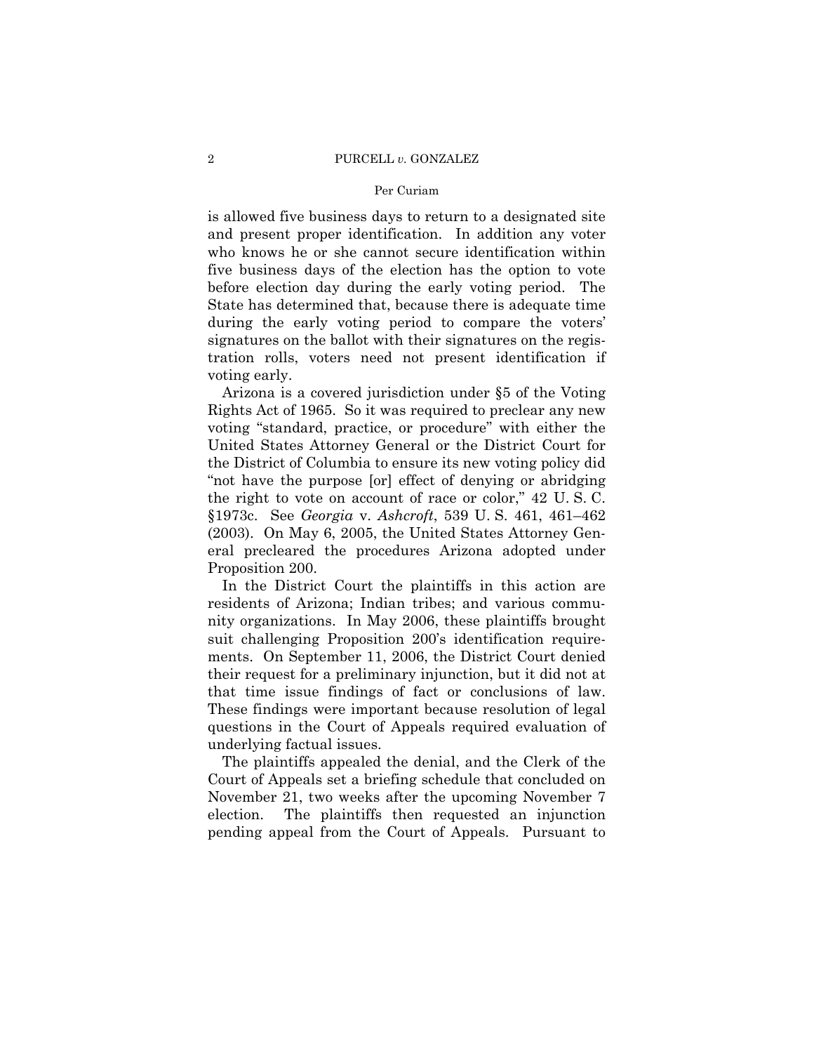is allowed five business days to return to a designated site and present proper identification. In addition any voter who knows he or she cannot secure identification within five business days of the election has the option to vote before election day during the early voting period. The State has determined that, because there is adequate time during the early voting period to compare the voters' signatures on the ballot with their signatures on the registration rolls, voters need not present identification if voting early.

Arizona is a covered jurisdiction under §5 of the Voting Rights Act of 1965. So it was required to preclear any new voting "standard, practice, or procedure" with either the United States Attorney General or the District Court for the District of Columbia to ensure its new voting policy did "not have the purpose [or] effect of denying or abridging the right to vote on account of race or color," 42 U. S. C. §1973c. See *Georgia* v. *Ashcroft*, 539 U. S. 461, 461–462 (2003). On May 6, 2005, the United States Attorney General precleared the procedures Arizona adopted under Proposition 200.

In the District Court the plaintiffs in this action are residents of Arizona; Indian tribes; and various community organizations. In May 2006, these plaintiffs brought suit challenging Proposition 200's identification requirements. On September 11, 2006, the District Court denied their request for a preliminary injunction, but it did not at that time issue findings of fact or conclusions of law. These findings were important because resolution of legal questions in the Court of Appeals required evaluation of underlying factual issues.

The plaintiffs appealed the denial, and the Clerk of the Court of Appeals set a briefing schedule that concluded on November 21, two weeks after the upcoming November 7 election. The plaintiffs then requested an injunction pending appeal from the Court of Appeals. Pursuant to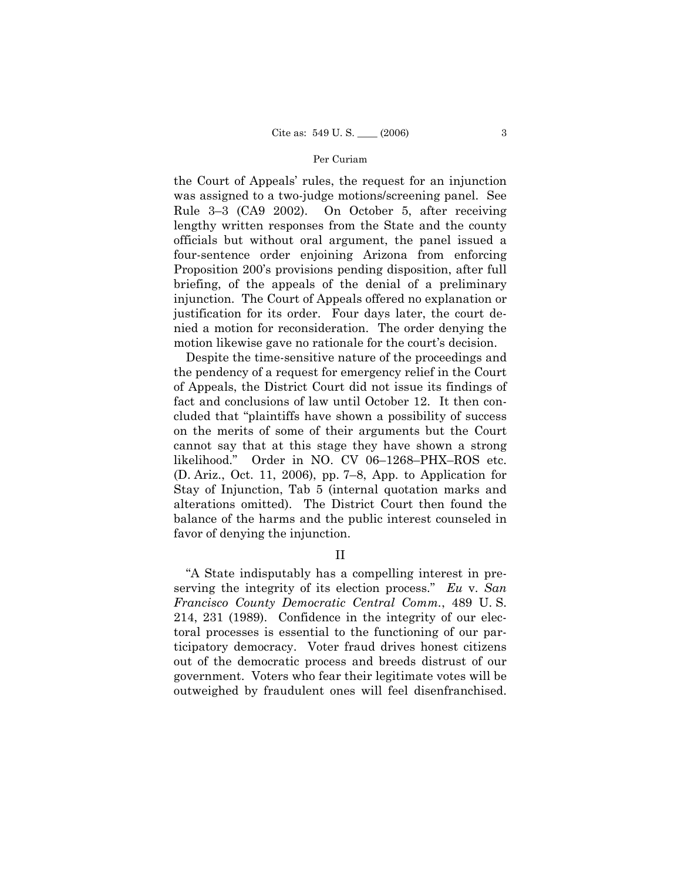the Court of Appeals' rules, the request for an injunction was assigned to a two-judge motions/screening panel. See Rule 3–3 (CA9 2002). On October 5, after receiving lengthy written responses from the State and the county officials but without oral argument, the panel issued a four-sentence order enjoining Arizona from enforcing Proposition 200's provisions pending disposition, after full briefing, of the appeals of the denial of a preliminary injunction. The Court of Appeals offered no explanation or justification for its order. Four days later, the court denied a motion for reconsideration. The order denying the motion likewise gave no rationale for the court's decision.

Despite the time-sensitive nature of the proceedings and the pendency of a request for emergency relief in the Court of Appeals, the District Court did not issue its findings of fact and conclusions of law until October 12. It then concluded that "plaintiffs have shown a possibility of success on the merits of some of their arguments but the Court cannot say that at this stage they have shown a strong likelihood." Order in NO. CV 06–1268–PHX–ROS etc. (D. Ariz., Oct. 11, 2006), pp. 7–8, App. to Application for Stay of Injunction, Tab 5 (internal quotation marks and alterations omitted). The District Court then found the balance of the harms and the public interest counseled in favor of denying the injunction.

## II

"A State indisputably has a compelling interest in preserving the integrity of its election process." *Eu* v. *San Francisco County Democratic Central Comm.*, 489 U. S. 214, 231 (1989). Confidence in the integrity of our electoral processes is essential to the functioning of our participatory democracy. Voter fraud drives honest citizens out of the democratic process and breeds distrust of our government. Voters who fear their legitimate votes will be outweighed by fraudulent ones will feel disenfranchised.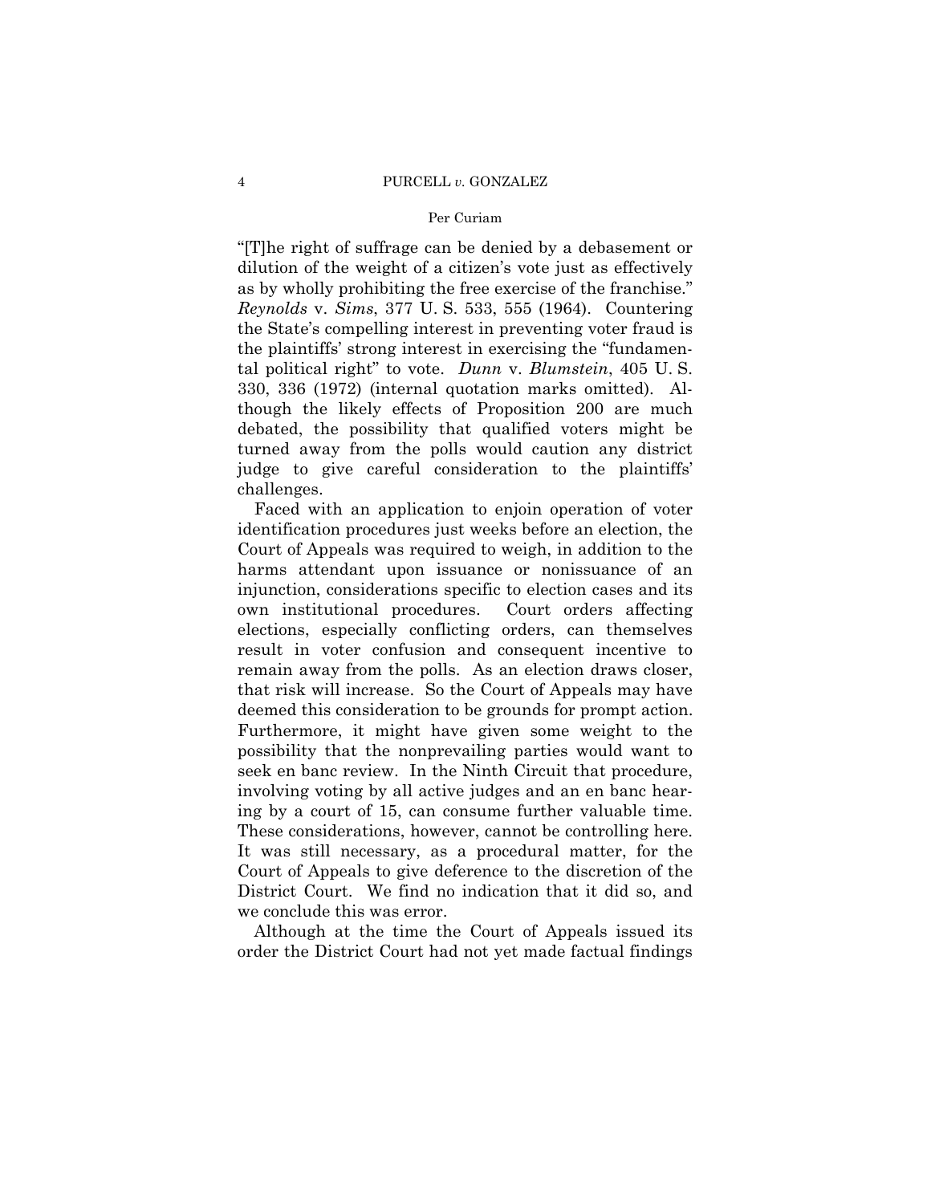"[T]he right of suffrage can be denied by a debasement or dilution of the weight of a citizen's vote just as effectively as by wholly prohibiting the free exercise of the franchise." *Reynolds* v. *Sims*, 377 U. S. 533, 555 (1964). Countering the State's compelling interest in preventing voter fraud is the plaintiffs' strong interest in exercising the "fundamental political right" to vote. *Dunn* v. *Blumstein*, 405 U. S. 330, 336 (1972) (internal quotation marks omitted). Although the likely effects of Proposition 200 are much debated, the possibility that qualified voters might be turned away from the polls would caution any district judge to give careful consideration to the plaintiffs' challenges.

Faced with an application to enjoin operation of voter identification procedures just weeks before an election, the Court of Appeals was required to weigh, in addition to the harms attendant upon issuance or nonissuance of an injunction, considerations specific to election cases and its own institutional procedures. Court orders affecting elections, especially conflicting orders, can themselves result in voter confusion and consequent incentive to remain away from the polls. As an election draws closer, that risk will increase. So the Court of Appeals may have deemed this consideration to be grounds for prompt action. Furthermore, it might have given some weight to the possibility that the nonprevailing parties would want to seek en banc review. In the Ninth Circuit that procedure, involving voting by all active judges and an en banc hearing by a court of 15, can consume further valuable time. These considerations, however, cannot be controlling here. It was still necessary, as a procedural matter, for the Court of Appeals to give deference to the discretion of the District Court. We find no indication that it did so, and we conclude this was error.

Although at the time the Court of Appeals issued its order the District Court had not yet made factual findings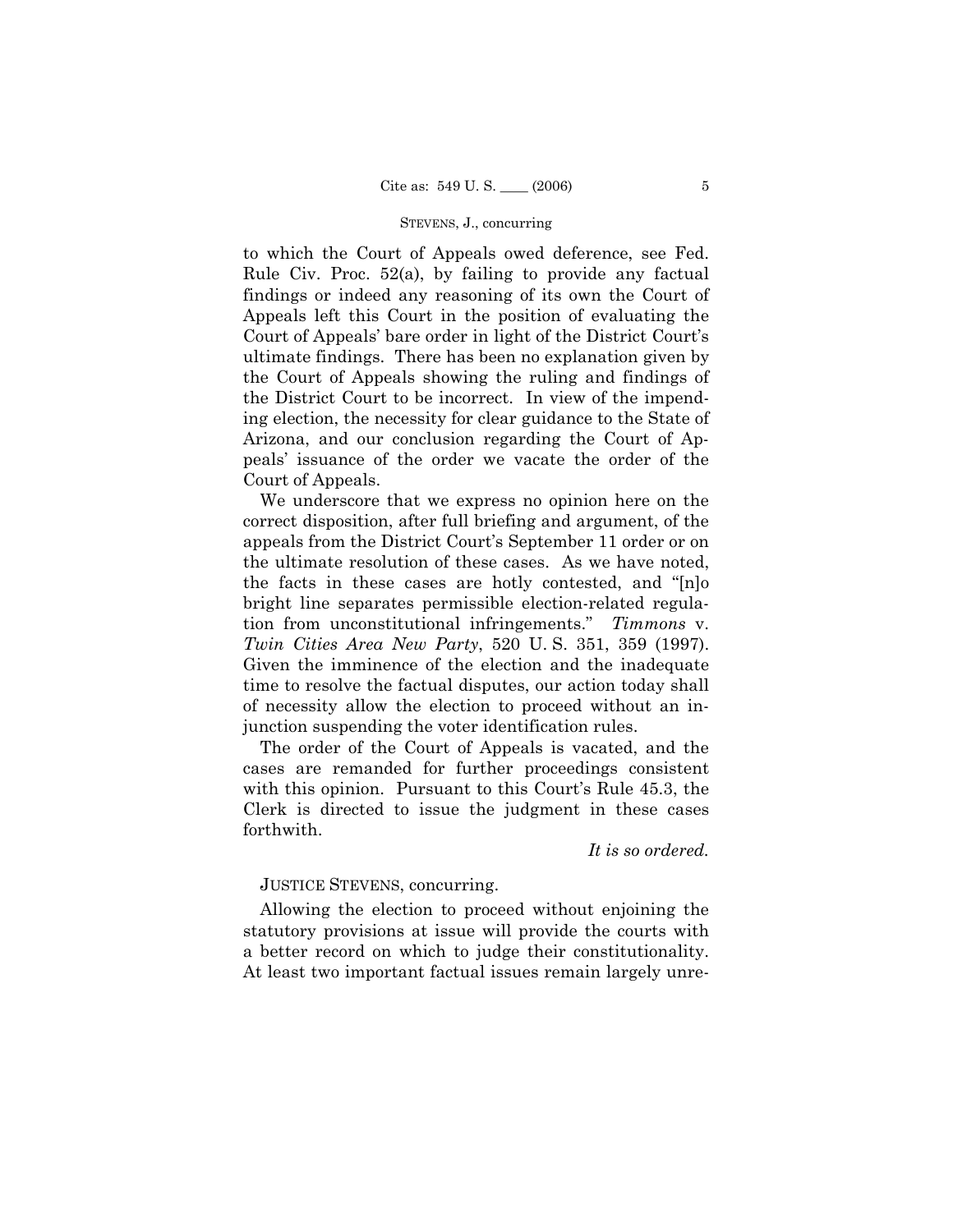to which the Court of Appeals owed deference, see Fed. Rule Civ. Proc. 52(a), by failing to provide any factual findings or indeed any reasoning of its own the Court of Appeals left this Court in the position of evaluating the Court of Appeals' bare order in light of the District Court's ultimate findings. There has been no explanation given by the Court of Appeals showing the ruling and findings of the District Court to be incorrect. In view of the impending election, the necessity for clear guidance to the State of Arizona, and our conclusion regarding the Court of Appeals' issuance of the order we vacate the order of the Court of Appeals.

We underscore that we express no opinion here on the correct disposition, after full briefing and argument, of the appeals from the District Court's September 11 order or on the ultimate resolution of these cases. As we have noted, the facts in these cases are hotly contested, and "[n]o bright line separates permissible election-related regulation from unconstitutional infringements." *Timmons* v. *Twin Cities Area New Party*, 520 U. S. 351, 359 (1997). Given the imminence of the election and the inadequate time to resolve the factual disputes, our action today shall of necessity allow the election to proceed without an injunction suspending the voter identification rules.

The order of the Court of Appeals is vacated, and the cases are remanded for further proceedings consistent with this opinion. Pursuant to this Court's Rule 45.3, the Clerk is directed to issue the judgment in these cases forthwith.

*It is so ordered.*

JUSTICE STEVENS, concurring.

Allowing the election to proceed without enjoining the statutory provisions at issue will provide the courts with a better record on which to judge their constitutionality. At least two important factual issues remain largely unre-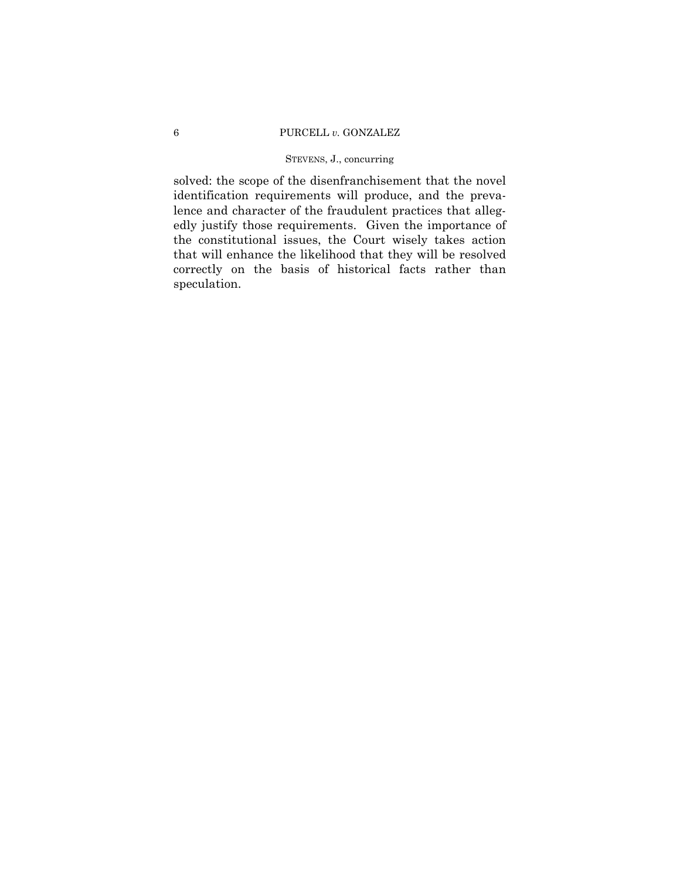solved: the scope of the disenfranchisement that the novel identification requirements will produce, and the prevalence and character of the fraudulent practices that allegedly justify those requirements. Given the importance of the constitutional issues, the Court wisely takes action that will enhance the likelihood that they will be resolved correctly on the basis of historical facts rather than speculation.